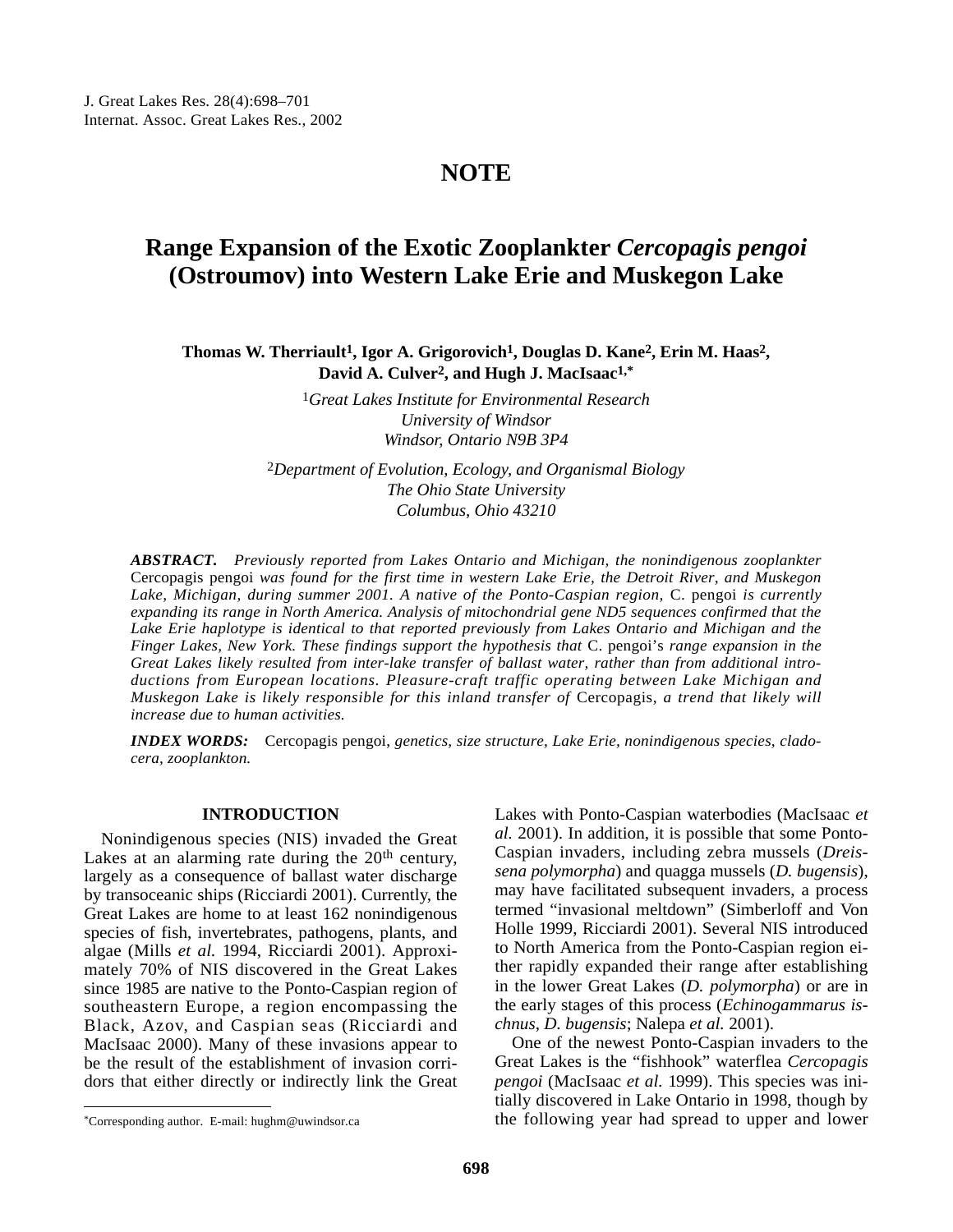## NOTE

# Range Expansion of the Exotic Zooplankter *Cercopagis pengoi* (Ostroumov) into Western Lake Erie and Muskegon Lake

**Thomas W. Therriault[1], Igor A. Grigorovich[1], Douglas D. Kane[2], Erin M. Haas[2], David A. Culver[2], and Hugh J. MacIsaac[1,*]**

[1]*Great Lakes Institute for Environmental Research*
*University of Windsor*
*Windsor, Ontario N9B 3P4*

[2]*Department of Evolution, Ecology, and Organismal Biology*
*The Ohio State University*
*Columbus, Ohio 43210*

***ABSTRACT.*** *Previously reported from Lakes Ontario and Michigan, the nonindigenous zooplankter* Cercopagis pengoi *was found for the first time in western Lake Erie, the Detroit River, and Muskegon Lake, Michigan, during summer 2001. A native of the Ponto-Caspian region,* C. pengoi *is currently expanding its range in North America. Analysis of mitochondrial gene ND5 sequences confirmed that the Lake Erie haplotype is identical to that reported previously from Lakes Ontario and Michigan and the Finger Lakes, New York. These findings support the hypothesis that* C. pengoi*'s range expansion in the Great Lakes likely resulted from inter-lake transfer of ballast water, rather than from additional introductions from European locations. Pleasure-craft traffic operating between Lake Michigan and Muskegon Lake is likely responsible for this inland transfer of* Cercopagis, *a trend that likely will increase due to human activities.*

***INDEX WORDS:*** Cercopagis pengoi, *genetics, size structure, Lake Erie, nonindigenous species, cladocera, zooplankton.*

## INTRODUCTION

Nonindigenous species (NIS) invaded the Great Lakes at an alarming rate during the 20th century, largely as a consequence of ballast water discharge by transoceanic ships (Ricciardi 2001). Currently, the Great Lakes are home to at least 162 nonindigenous species of fish, invertebrates, pathogens, plants, and algae (Mills *et al.* 1994, Ricciardi 2001). Approximately 70% of NIS discovered in the Great Lakes since 1985 are native to the Ponto-Caspian region of southeastern Europe, a region encompassing the Black, Azov, and Caspian seas (Ricciardi and MacIsaac 2000). Many of these invasions appear to be the result of the establishment of invasion corridors that either directly or indirectly link the Great Lakes with Ponto-Caspian waterbodies (MacIsaac *et al.* 2001). In addition, it is possible that some Ponto-Caspian invaders, including zebra mussels (*Dreissena polymorpha*) and quagga mussels (*D. bugensis*), may have facilitated subsequent invaders, a process termed "invasional meltdown" (Simberloff and Von Holle 1999, Ricciardi 2001). Several NIS introduced to North America from the Ponto-Caspian region either rapidly expanded their range after establishing in the lower Great Lakes (*D. polymorpha*) or are in the early stages of this process (*Echinogammarus ischnus*, *D. bugensis*; Nalepa *et al.* 2001).

One of the newest Ponto-Caspian invaders to the Great Lakes is the "fishhook" waterflea *Cercopagis pengoi* (MacIsaac *et al.* 1999). This species was initially discovered in Lake Ontario in 1998, though by the following year had spread to upper and lower

*Corresponding author. E-mail: hughm@uwindsor.ca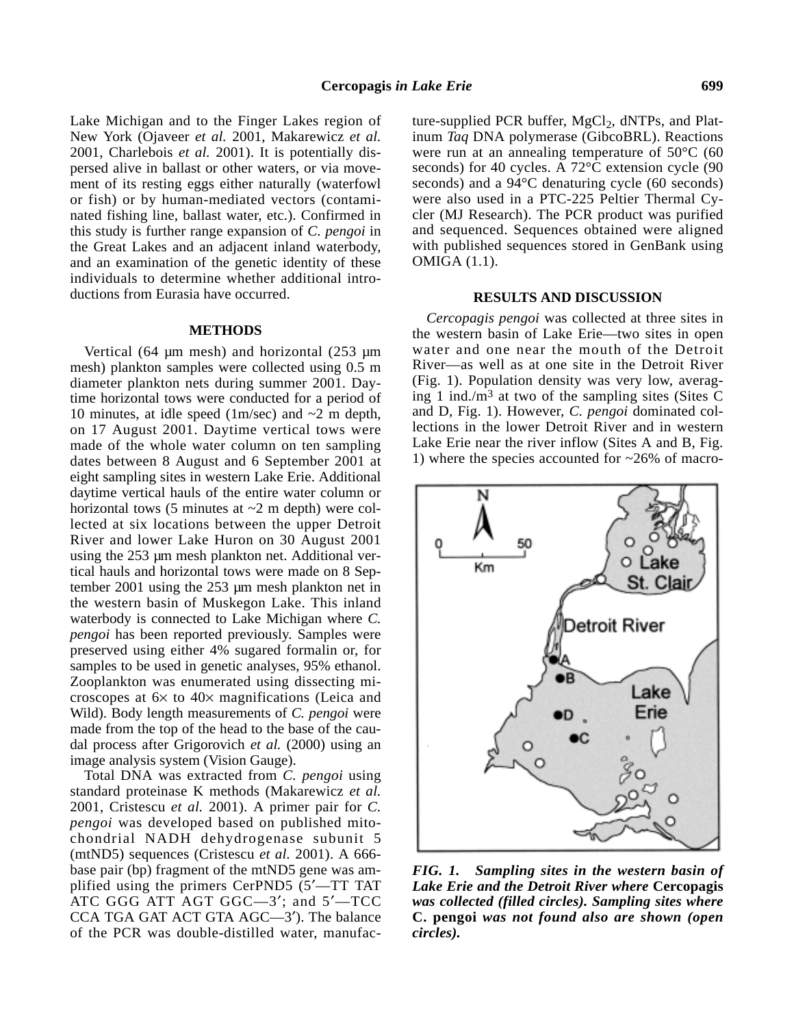Lake Michigan and to the Finger Lakes region of New York (Ojaveer *et al.* 2001, Makarewicz *et al.* 2001, Charlebois *et al.* 2001). It is potentially dispersed alive in ballast or other waters, or via movement of its resting eggs either naturally (waterfowl or fish) or by human-mediated vectors (contaminated fishing line, ballast water, etc.). Confirmed in this study is further range expansion of *C. pengoi* in the Great Lakes and an adjacent inland waterbody, and an examination of the genetic identity of these individuals to determine whether additional introductions from Eurasia have occurred.

## METHODS

Vertical (64 µm mesh) and horizontal (253 µm mesh) plankton samples were collected using 0.5 m diameter plankton nets during summer 2001. Daytime horizontal tows were conducted for a period of 10 minutes, at idle speed (1m/sec) and ~2 m depth, on 17 August 2001. Daytime vertical tows were made of the whole water column on ten sampling dates between 8 August and 6 September 2001 at eight sampling sites in western Lake Erie. Additional daytime vertical hauls of the entire water column or horizontal tows (5 minutes at ~2 m depth) were collected at six locations between the upper Detroit River and lower Lake Huron on 30 August 2001 using the 253 µm mesh plankton net. Additional vertical hauls and horizontal tows were made on 8 September 2001 using the 253 µm mesh plankton net in the western basin of Muskegon Lake. This inland waterbody is connected to Lake Michigan where *C. pengoi* has been reported previously. Samples were preserved using either 4% sugared formalin or, for samples to be used in genetic analyses, 95% ethanol. Zooplankton was enumerated using dissecting microscopes at 6× to 40× magnifications (Leica and Wild). Body length measurements of *C. pengoi* were made from the top of the head to the base of the caudal process after Grigorovich *et al.* (2000) using an image analysis system (Vision Gauge).

Total DNA was extracted from *C. pengoi* using standard proteinase K methods (Makarewicz *et al.* 2001, Cristescu *et al.* 2001). A primer pair for *C. pengoi* was developed based on published mitochondrial NADH dehydrogenase subunit 5 (mtND5) sequences (Cristescu *et al.* 2001). A 666-base pair (bp) fragment of the mtND5 gene was amplified using the primers CerPND5 (5′—TT TAT ATC GGG ATT AGT GGC—3′; and 5′—TCC CCA TGA GAT ACT GTA AGC—3′). The balance of the PCR was double-distilled water, manufacture-supplied PCR buffer, $MgCl_2$, dNTPs, and Platinum *Taq* DNA polymerase (GibcoBRL). Reactions were run at an annealing temperature of 50°C (60 seconds) for 40 cycles. A 72°C extension cycle (90 seconds) and a 94°C denaturing cycle (60 seconds) were also used in a PTC-225 Peltier Thermal Cycler (MJ Research). The PCR product was purified and sequenced. Sequences obtained were aligned with published sequences stored in GenBank using OMIGA (1.1).

## RESULTS AND DISCUSSION

*Cercopagis pengoi* was collected at three sites in the western basin of Lake Erie—two sites in open water and one near the mouth of the Detroit River—as well as at one site in the Detroit River (Fig. 1). Population density was very low, averaging 1 ind./$m^3$ at two of the sampling sites (Sites C and D, Fig. 1). However, *C. pengoi* dominated collections in the lower Detroit River and in western Lake Erie near the river inflow (Sites A and B, Fig. 1) where the species accounted for ~26% of macro-

*FIG. 1. Sampling sites in the western basin of Lake Erie and the Detroit River where* **Cercopagis** *was collected (filled circles). Sampling sites where* **C. pengoi** *was not found also are shown (open circles).*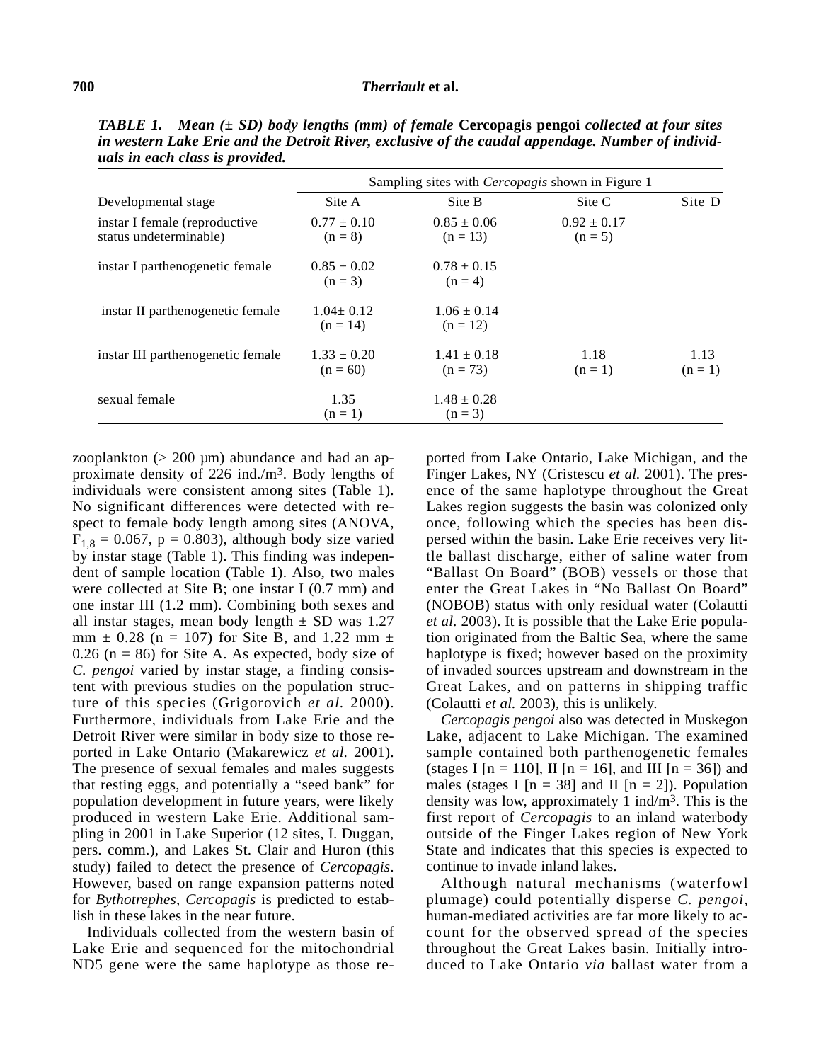***TABLE 1. Mean (± SD) body lengths (mm) of female* Cercopagis pengoi *collected at four sites in western Lake Erie and the Detroit River, exclusive of the caudal appendage. Number of individuals in each class is provided.***

| Developmental stage | Sampling sites with *Cercopagis* shown in Figure 1 | | | |
|---|---|---|---|---|
| | Site A | Site B | Site C | Site D |
| instar I female (reproductive status undeterminable) | 0.77 ± 0.10 (n = 8) | 0.85 ± 0.06 (n = 13) | 0.92 ± 0.17 (n = 5) | |
| instar I parthenogenetic female | 0.85 ± 0.02 (n = 3) | 0.78 ± 0.15 (n = 4) | | |
| instar II parthenogenetic female | 1.04± 0.12 (n = 14) | 1.06 ± 0.14 (n = 12) | | |
| instar III parthenogenetic female | 1.33 ± 0.20 (n = 60) | 1.41 ± 0.18 (n = 73) | 1.18 (n = 1) | 1.13 (n = 1) |
| sexual female | 1.35 (n = 1) | 1.48 ± 0.28 (n = 3) | | |

zooplankton (> 200 μm) abundance and had an approximate density of 226 ind./m$^3$. Body lengths of individuals were consistent among sites (Table 1). No significant differences were detected with respect to female body length among sites (ANOVA, $F_{1,8} = 0.067$, $p = 0.803$), although body size varied by instar stage (Table 1). This finding was independent of sample location (Table 1). Also, two males were collected at Site B; one instar I (0.7 mm) and one instar III (1.2 mm). Combining both sexes and all instar stages, mean body length ± SD was 1.27 mm ± 0.28 (n = 107) for Site B, and 1.22 mm ± 0.26 (n = 86) for Site A. As expected, body size of *C. pengoi* varied by instar stage, a finding consistent with previous studies on the population structure of this species (Grigorovich *et al.* 2000). Furthermore, individuals from Lake Erie and the Detroit River were similar in body size to those reported in Lake Ontario (Makarewicz *et al.* 2001). The presence of sexual females and males suggests that resting eggs, and potentially a "seed bank" for population development in future years, were likely produced in western Lake Erie. Additional sampling in 2001 in Lake Superior (12 sites, I. Duggan, pers. comm.), and Lakes St. Clair and Huron (this study) failed to detect the presence of *Cercopagis*. However, based on range expansion patterns noted for *Bythotrephes*, *Cercopagis* is predicted to establish in these lakes in the near future.

Individuals collected from the western basin of Lake Erie and sequenced for the mitochondrial ND5 gene were the same haplotype as those reported from Lake Ontario, Lake Michigan, and the Finger Lakes, NY (Cristescu *et al.* 2001). The presence of the same haplotype throughout the Great Lakes region suggests the basin was colonized only once, following which the species has been dispersed within the basin. Lake Erie receives very little ballast discharge, either of saline water from "Ballast On Board" (BOB) vessels or those that enter the Great Lakes in "No Ballast On Board" (NOBOB) status with only residual water (Colautti *et al.* 2003). It is possible that the Lake Erie population originated from the Baltic Sea, where the same haplotype is fixed; however based on the proximity of invaded sources upstream and downstream in the Great Lakes, and on patterns in shipping traffic (Colautti *et al.* 2003), this is unlikely.

*Cercopagis pengoi* also was detected in Muskegon Lake, adjacent to Lake Michigan. The examined sample contained both parthenogenetic females (stages I [n = 110], II [n = 16], and III [n = 36]) and males (stages I [n = 38] and II [n = 2]). Population density was low, approximately 1 ind/m$^3$. This is the first report of *Cercopagis* to an inland waterbody outside of the Finger Lakes region of New York State and indicates that this species is expected to continue to invade inland lakes.

Although natural mechanisms (waterfowl plumage) could potentially disperse *C. pengoi*, human-mediated activities are far more likely to account for the observed spread of the species throughout the Great Lakes basin. Initially introduced to Lake Ontario *via* ballast water from a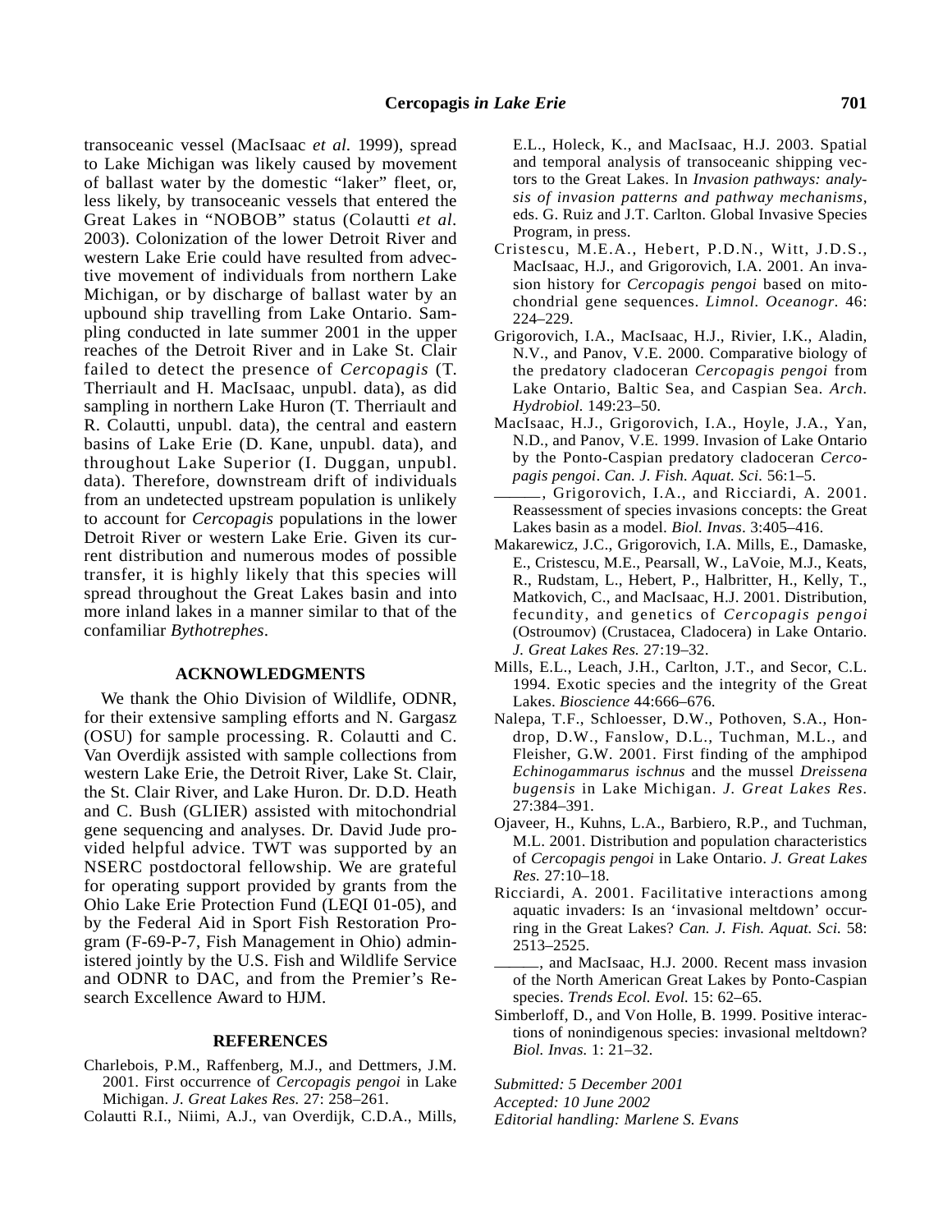transoceanic vessel (MacIsaac *et al.* 1999), spread to Lake Michigan was likely caused by movement of ballast water by the domestic "laker" fleet, or, less likely, by transoceanic vessels that entered the Great Lakes in "NOBOB" status (Colautti *et al*. 2003). Colonization of the lower Detroit River and western Lake Erie could have resulted from advective movement of individuals from northern Lake Michigan, or by discharge of ballast water by an upbound ship travelling from Lake Ontario. Sampling conducted in late summer 2001 in the upper reaches of the Detroit River and in Lake St. Clair failed to detect the presence of *Cercopagis* (T. Therriault and H. MacIsaac, unpubl. data), as did sampling in northern Lake Huron (T. Therriault and R. Colautti, unpubl. data), the central and eastern basins of Lake Erie (D. Kane, unpubl. data), and throughout Lake Superior (I. Duggan, unpubl. data). Therefore, downstream drift of individuals from an undetected upstream population is unlikely to account for *Cercopagis* populations in the lower Detroit River or western Lake Erie. Given its current distribution and numerous modes of possible transfer, it is highly likely that this species will spread throughout the Great Lakes basin and into more inland lakes in a manner similar to that of the confamiliar *Bythotrephes*.

## ACKNOWLEDGMENTS

We thank the Ohio Division of Wildlife, ODNR, for their extensive sampling efforts and N. Gargasz (OSU) for sample processing. R. Colautti and C. Van Overdijk assisted with sample collections from western Lake Erie, the Detroit River, Lake St. Clair, the St. Clair River, and Lake Huron. Dr. D.D. Heath and C. Bush (GLIER) assisted with mitochondrial gene sequencing and analyses. Dr. David Jude provided helpful advice. TWT was supported by an NSERC postdoctoral fellowship. We are grateful for operating support provided by grants from the Ohio Lake Erie Protection Fund (LEQI 01-05), and by the Federal Aid in Sport Fish Restoration Program (F-69-P-7, Fish Management in Ohio) administered jointly by the U.S. Fish and Wildlife Service and ODNR to DAC, and from the Premier's Research Excellence Award to HJM.

## REFERENCES

Charlebois, P.M., Raffenberg, M.J., and Dettmers, J.M. 2001. First occurrence of *Cercopagis pengoi* in Lake Michigan. *J. Great Lakes Res.* 27: 258–261.

Colautti R.I., Niimi, A.J., van Overdijk, C.D.A., Mills, E.L., Holeck, K., and MacIsaac, H.J. 2003. Spatial and temporal analysis of transoceanic shipping vectors to the Great Lakes. In *Invasion pathways: analysis of invasion patterns and pathway mechanisms*, eds. G. Ruiz and J.T. Carlton. Global Invasive Species Program, in press.

Cristescu, M.E.A., Hebert, P.D.N., Witt, J.D.S., MacIsaac, H.J., and Grigorovich, I.A. 2001. An invasion history for *Cercopagis pengoi* based on mitochondrial gene sequences. *Limnol. Oceanogr*. 46: 224–229.

Grigorovich, I.A., MacIsaac, H.J., Rivier, I.K., Aladin, N.V., and Panov, V.E. 2000. Comparative biology of the predatory cladoceran *Cercopagis pengoi* from Lake Ontario, Baltic Sea, and Caspian Sea. *Arch. Hydrobiol.* 149:23–50.

MacIsaac, H.J., Grigorovich, I.A., Hoyle, J.A., Yan, N.D., and Panov, V.E. 1999. Invasion of Lake Ontario by the Ponto-Caspian predatory cladoceran *Cercopagis pengoi*. *Can. J. Fish. Aquat. Sci.* 56:1–5.

______, Grigorovich, I.A., and Ricciardi, A. 2001. Reassessment of species invasions concepts: the Great Lakes basin as a model. *Biol. Invas*. 3:405–416.

Makarewicz, J.C., Grigorovich, I.A. Mills, E., Damaske, E., Cristescu, M.E., Pearsall, W., LaVoie, M.J., Keats, R., Rudstam, L., Hebert, P., Halbritter, H., Kelly, T., Matkovich, C., and MacIsaac, H.J. 2001. Distribution, fecundity, and genetics of *Cercopagis pengoi* (Ostroumov) (Crustacea, Cladocera) in Lake Ontario. *J. Great Lakes Res.* 27:19–32.

Mills, E.L., Leach, J.H., Carlton, J.T., and Secor, C.L. 1994. Exotic species and the integrity of the Great Lakes. *Bioscience* 44:666–676.

Nalepa, T.F., Schloesser, D.W., Pothoven, S.A., Hondrop, D.W., Fanslow, D.L., Tuchman, M.L., and Fleisher, G.W. 2001. First finding of the amphipod *Echinogammarus ischnus* and the mussel *Dreissena bugensis* in Lake Michigan. *J. Great Lakes Res.* 27:384–391.

Ojaveer, H., Kuhns, L.A., Barbiero, R.P., and Tuchman, M.L. 2001. Distribution and population characteristics of *Cercopagis pengoi* in Lake Ontario. *J. Great Lakes Res.* 27:10–18.

Ricciardi, A. 2001. Facilitative interactions among aquatic invaders: Is an 'invasional meltdown' occurring in the Great Lakes? *Can. J. Fish. Aquat. Sci.* 58: 2513–2525.

______, and MacIsaac, H.J. 2000. Recent mass invasion of the North American Great Lakes by Ponto-Caspian species. *Trends Ecol. Evol.* 15: 62–65.

Simberloff, D., and Von Holle, B. 1999. Positive interactions of nonindigenous species: invasional meltdown? *Biol. Invas.* 1: 21–32.

*Submitted: 5 December 2001*
*Accepted: 10 June 2002*
*Editorial handling: Marlene S. Evans*